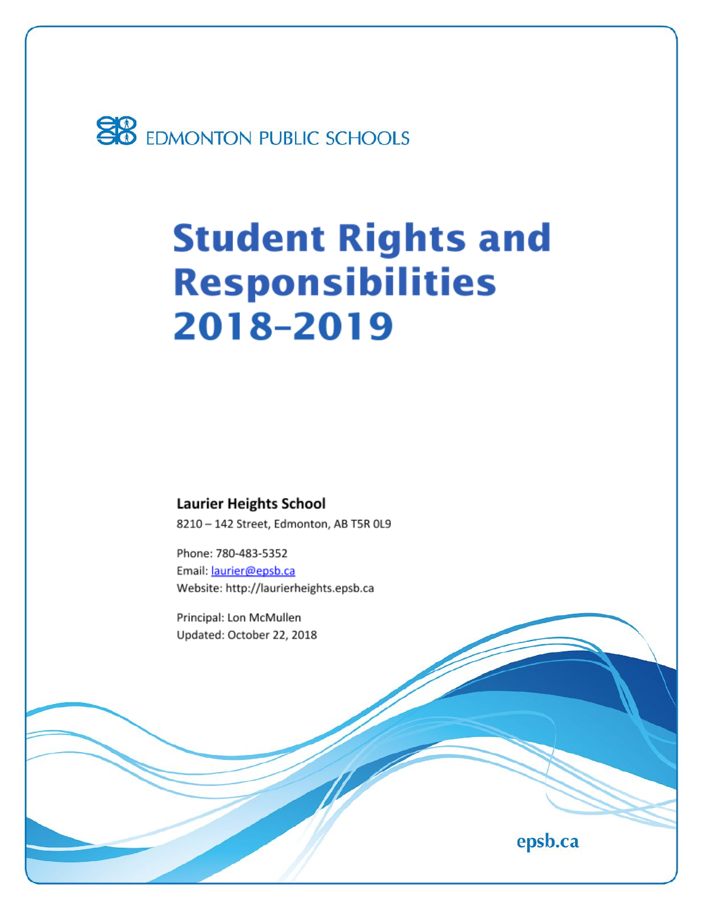EDMONTON PUBLIC SCHOOLS

# Student Rights and Responsibilities 2018-2019

**Laurier Heights School**

8210 – 142 Street, Edmonton, AB T5R 0L9

Phone: 780-483-5352
Email: laurier@epsb.ca
Website: http://laurierheights.epsb.ca

Principal: Lon McMullen
Updated: October 22, 2018

epsb.ca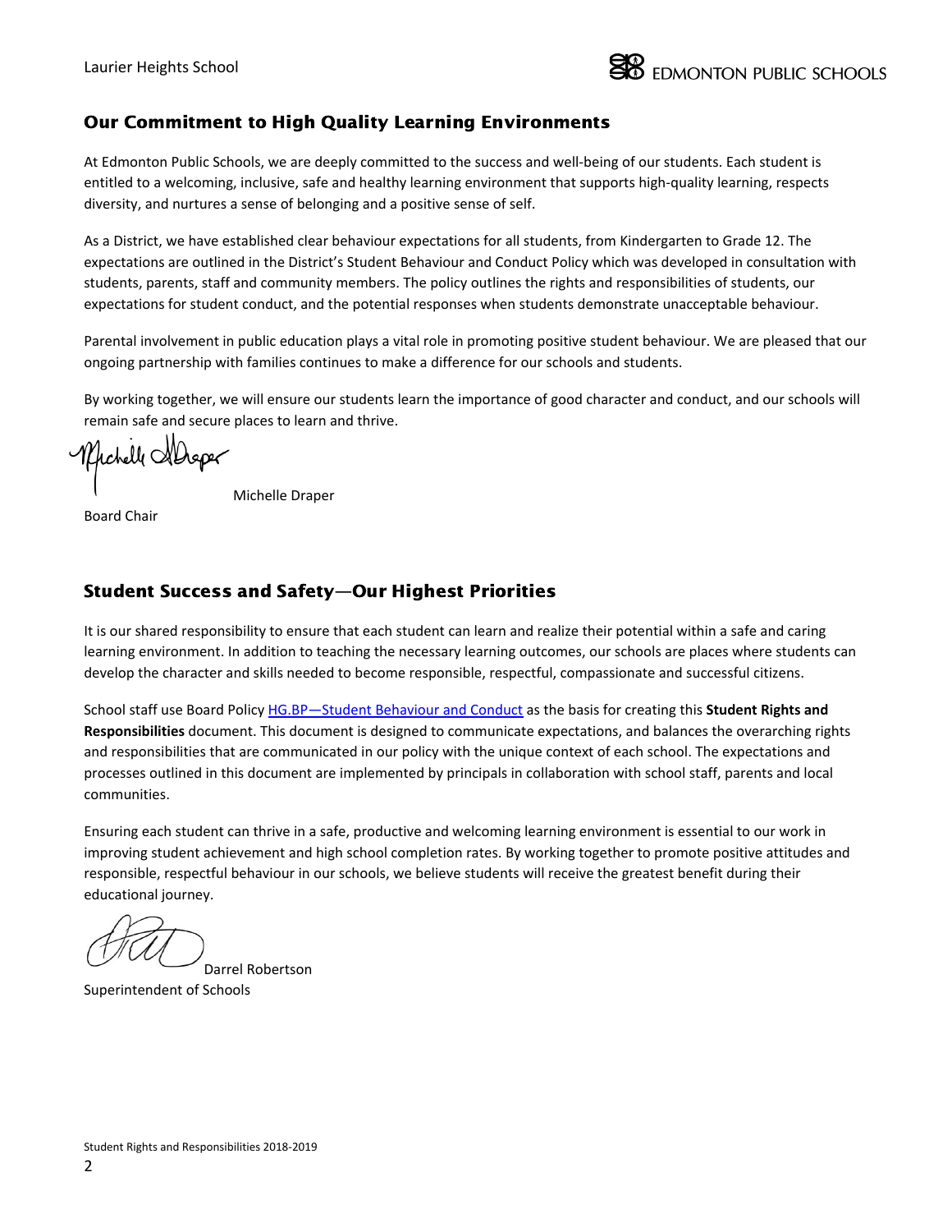## Our Commitment to High Quality Learning Environments

At Edmonton Public Schools, we are deeply committed to the success and well-being of our students. Each student is entitled to a welcoming, inclusive, safe and healthy learning environment that supports high-quality learning, respects diversity, and nurtures a sense of belonging and a positive sense of self.

As a District, we have established clear behaviour expectations for all students, from Kindergarten to Grade 12. The expectations are outlined in the District's Student Behaviour and Conduct Policy which was developed in consultation with students, parents, staff and community members. The policy outlines the rights and responsibilities of students, our expectations for student conduct, and the potential responses when students demonstrate unacceptable behaviour.

Parental involvement in public education plays a vital role in promoting positive student behaviour. We are pleased that our ongoing partnership with families continues to make a difference for our schools and students.

By working together, we will ensure our students learn the importance of good character and conduct, and our schools will remain safe and secure places to learn and thrive.

Michelle Draper
Board Chair

## Student Success and Safety—Our Highest Priorities

It is our shared responsibility to ensure that each student can learn and realize their potential within a safe and caring learning environment. In addition to teaching the necessary learning outcomes, our schools are places where students can develop the character and skills needed to become responsible, respectful, compassionate and successful citizens.

School staff use Board Policy HG.BP—Student Behaviour and Conduct as the basis for creating this **Student Rights and Responsibilities** document. This document is designed to communicate expectations, and balances the overarching rights and responsibilities that are communicated in our policy with the unique context of each school. The expectations and processes outlined in this document are implemented by principals in collaboration with school staff, parents and local communities.

Ensuring each student can thrive in a safe, productive and welcoming learning environment is essential to our work in improving student achievement and high school completion rates. By working together to promote positive attitudes and responsible, respectful behaviour in our schools, we believe students will receive the greatest benefit during their educational journey.

Darrel Robertson
Superintendent of Schools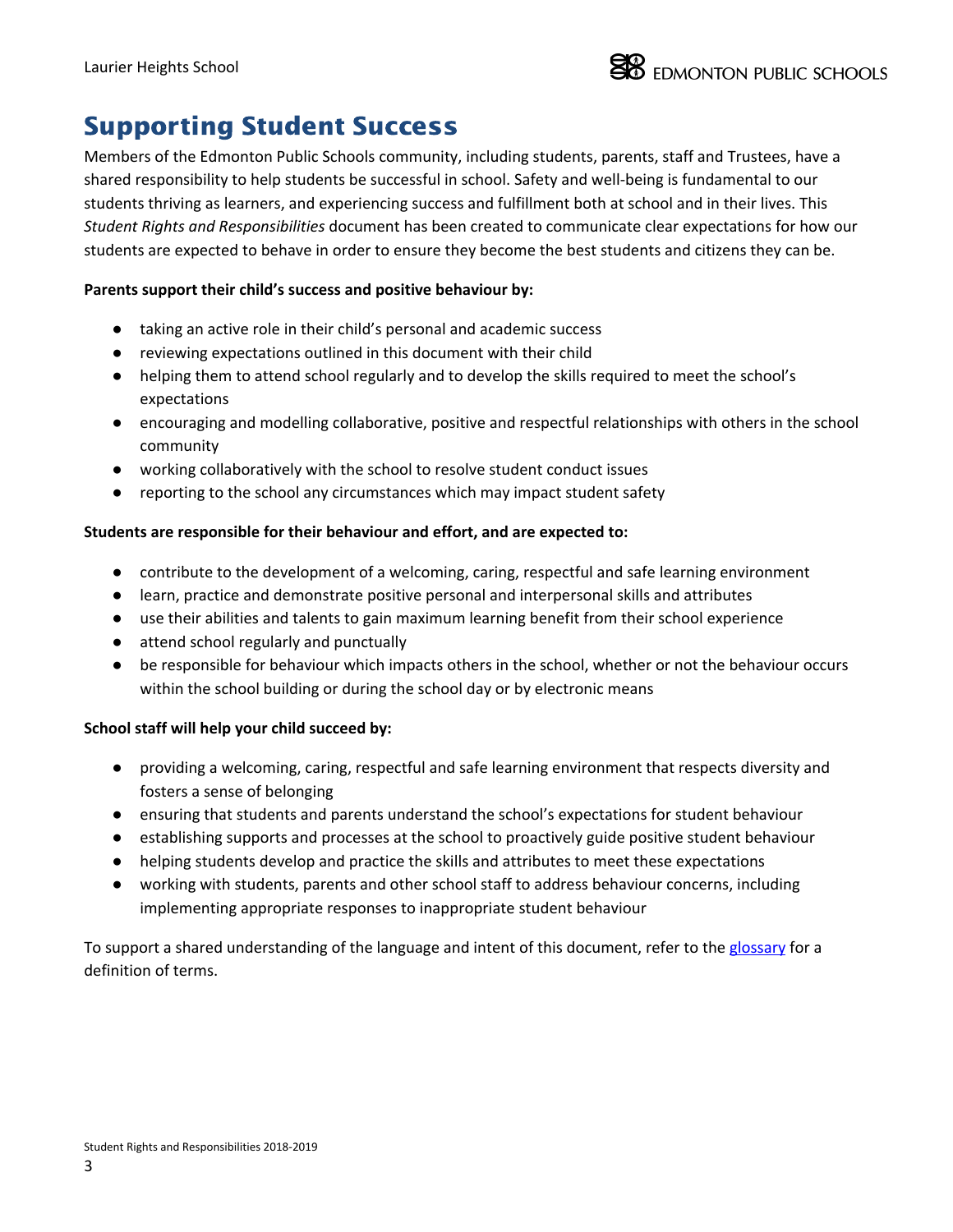# Supporting Student Success

Members of the Edmonton Public Schools community, including students, parents, staff and Trustees, have a shared responsibility to help students be successful in school. Safety and well-being is fundamental to our students thriving as learners, and experiencing success and fulfillment both at school and in their lives. This *Student Rights and Responsibilities* document has been created to communicate clear expectations for how our students are expected to behave in order to ensure they become the best students and citizens they can be.

**Parents support their child's success and positive behaviour by:**

- taking an active role in their child's personal and academic success
- reviewing expectations outlined in this document with their child
- helping them to attend school regularly and to develop the skills required to meet the school's expectations
- encouraging and modelling collaborative, positive and respectful relationships with others in the school community
- working collaboratively with the school to resolve student conduct issues
- reporting to the school any circumstances which may impact student safety

**Students are responsible for their behaviour and effort, and are expected to:**

- contribute to the development of a welcoming, caring, respectful and safe learning environment
- learn, practice and demonstrate positive personal and interpersonal skills and attributes
- use their abilities and talents to gain maximum learning benefit from their school experience
- attend school regularly and punctually
- be responsible for behaviour which impacts others in the school, whether or not the behaviour occurs within the school building or during the school day or by electronic means

**School staff will help your child succeed by:**

- providing a welcoming, caring, respectful and safe learning environment that respects diversity and fosters a sense of belonging
- ensuring that students and parents understand the school's expectations for student behaviour
- establishing supports and processes at the school to proactively guide positive student behaviour
- helping students develop and practice the skills and attributes to meet these expectations
- working with students, parents and other school staff to address behaviour concerns, including implementing appropriate responses to inappropriate student behaviour

To support a shared understanding of the language and intent of this document, refer to the glossary for a definition of terms.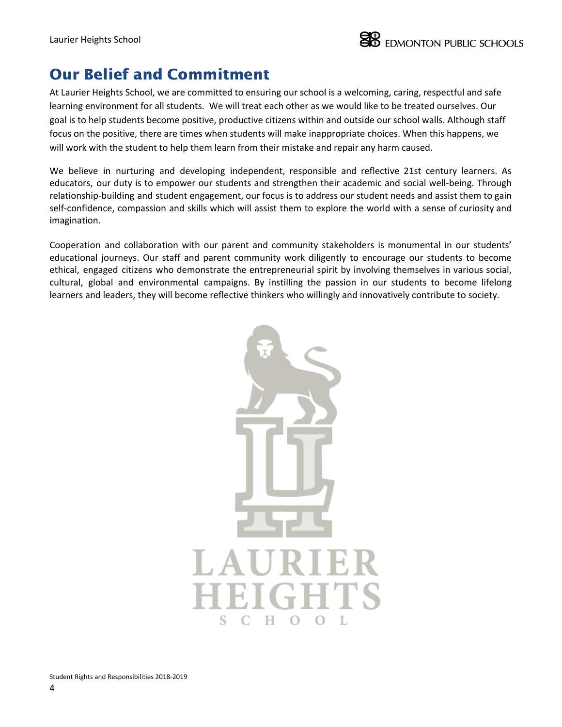# Our Belief and Commitment

At Laurier Heights School, we are committed to ensuring our school is a welcoming, caring, respectful and safe learning environment for all students. We will treat each other as we would like to be treated ourselves. Our goal is to help students become positive, productive citizens within and outside our school walls. Although staff focus on the positive, there are times when students will make inappropriate choices. When this happens, we will work with the student to help them learn from their mistake and repair any harm caused.

We believe in nurturing and developing independent, responsible and reflective 21st century learners. As educators, our duty is to empower our students and strengthen their academic and social well-being. Through relationship-building and student engagement, our focus is to address our student needs and assist them to gain self-confidence, compassion and skills which will assist them to explore the world with a sense of curiosity and imagination.

Cooperation and collaboration with our parent and community stakeholders is monumental in our students' educational journeys. Our staff and parent community work diligently to encourage our students to become ethical, engaged citizens who demonstrate the entrepreneurial spirit by involving themselves in various social, cultural, global and environmental campaigns. By instilling the passion in our students to become lifelong learners and leaders, they will become reflective thinkers who willingly and innovatively contribute to society.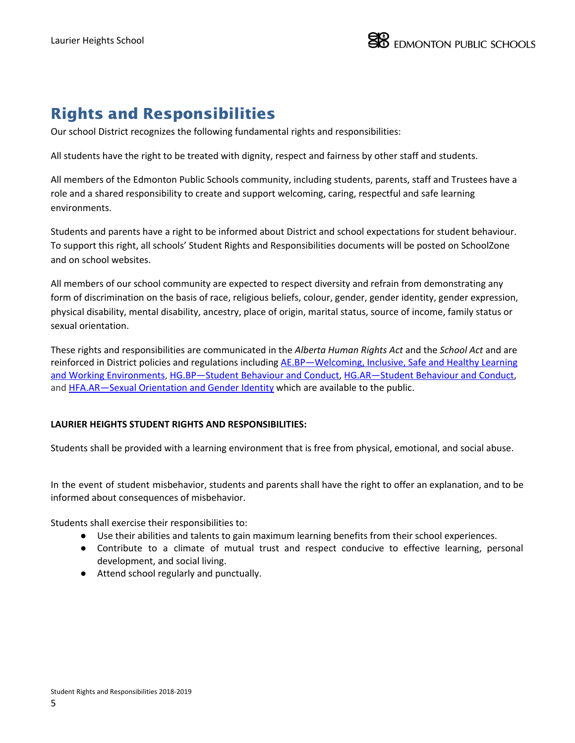# Rights and Responsibilities

Our school District recognizes the following fundamental rights and responsibilities:

All students have the right to be treated with dignity, respect and fairness by other staff and students.

All members of the Edmonton Public Schools community, including students, parents, staff and Trustees have a role and a shared responsibility to create and support welcoming, caring, respectful and safe learning environments.

Students and parents have a right to be informed about District and school expectations for student behaviour. To support this right, all schools' Student Rights and Responsibilities documents will be posted on SchoolZone and on school websites.

All members of our school community are expected to respect diversity and refrain from demonstrating any form of discrimination on the basis of race, religious beliefs, colour, gender, gender identity, gender expression, physical disability, mental disability, ancestry, place of origin, marital status, source of income, family status or sexual orientation.

These rights and responsibilities are communicated in the *Alberta Human Rights Act* and the *School Act* and are reinforced in District policies and regulations including AE.BP—Welcoming, Inclusive, Safe and Healthy Learning and Working Environments, HG.BP—Student Behaviour and Conduct, HG.AR—Student Behaviour and Conduct, and HFA.AR—Sexual Orientation and Gender Identity which are available to the public.

**LAURIER HEIGHTS STUDENT RIGHTS AND RESPONSIBILITIES:**

Students shall be provided with a learning environment that is free from physical, emotional, and social abuse.

In the event of student misbehavior, students and parents shall have the right to offer an explanation, and to be informed about consequences of misbehavior.

Students shall exercise their responsibilities to:

- Use their abilities and talents to gain maximum learning benefits from their school experiences.
- Contribute to a climate of mutual trust and respect conducive to effective learning, personal development, and social living.
- Attend school regularly and punctually.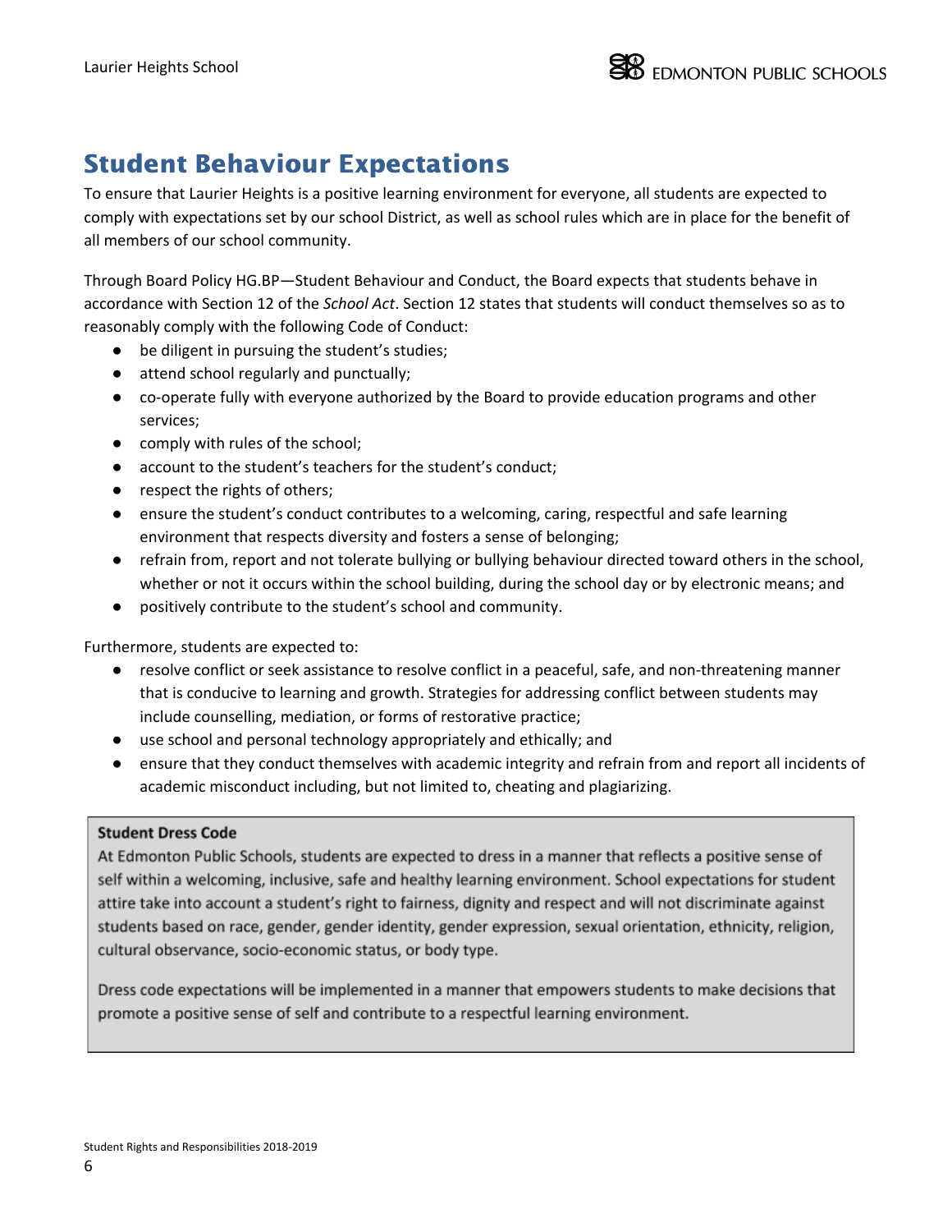## Student Behaviour Expectations

To ensure that Laurier Heights is a positive learning environment for everyone, all students are expected to comply with expectations set by our school District, as well as school rules which are in place for the benefit of all members of our school community.

Through Board Policy HG.BP—Student Behaviour and Conduct, the Board expects that students behave in accordance with Section 12 of the *School Act*. Section 12 states that students will conduct themselves so as to reasonably comply with the following Code of Conduct:

- be diligent in pursuing the student's studies;
- attend school regularly and punctually;
- co-operate fully with everyone authorized by the Board to provide education programs and other services;
- comply with rules of the school;
- account to the student's teachers for the student's conduct;
- respect the rights of others;
- ensure the student's conduct contributes to a welcoming, caring, respectful and safe learning environment that respects diversity and fosters a sense of belonging;
- refrain from, report and not tolerate bullying or bullying behaviour directed toward others in the school, whether or not it occurs within the school building, during the school day or by electronic means; and
- positively contribute to the student's school and community.

Furthermore, students are expected to:

- resolve conflict or seek assistance to resolve conflict in a peaceful, safe, and non-threatening manner that is conducive to learning and growth. Strategies for addressing conflict between students may include counselling, mediation, or forms of restorative practice;
- use school and personal technology appropriately and ethically; and
- ensure that they conduct themselves with academic integrity and refrain from and report all incidents of academic misconduct including, but not limited to, cheating and plagiarizing.

**Student Dress Code**

At Edmonton Public Schools, students are expected to dress in a manner that reflects a positive sense of self within a welcoming, inclusive, safe and healthy learning environment. School expectations for student attire take into account a student's right to fairness, dignity and respect and will not discriminate against students based on race, gender, gender identity, gender expression, sexual orientation, ethnicity, religion, cultural observance, socio-economic status, or body type.

Dress code expectations will be implemented in a manner that empowers students to make decisions that promote a positive sense of self and contribute to a respectful learning environment.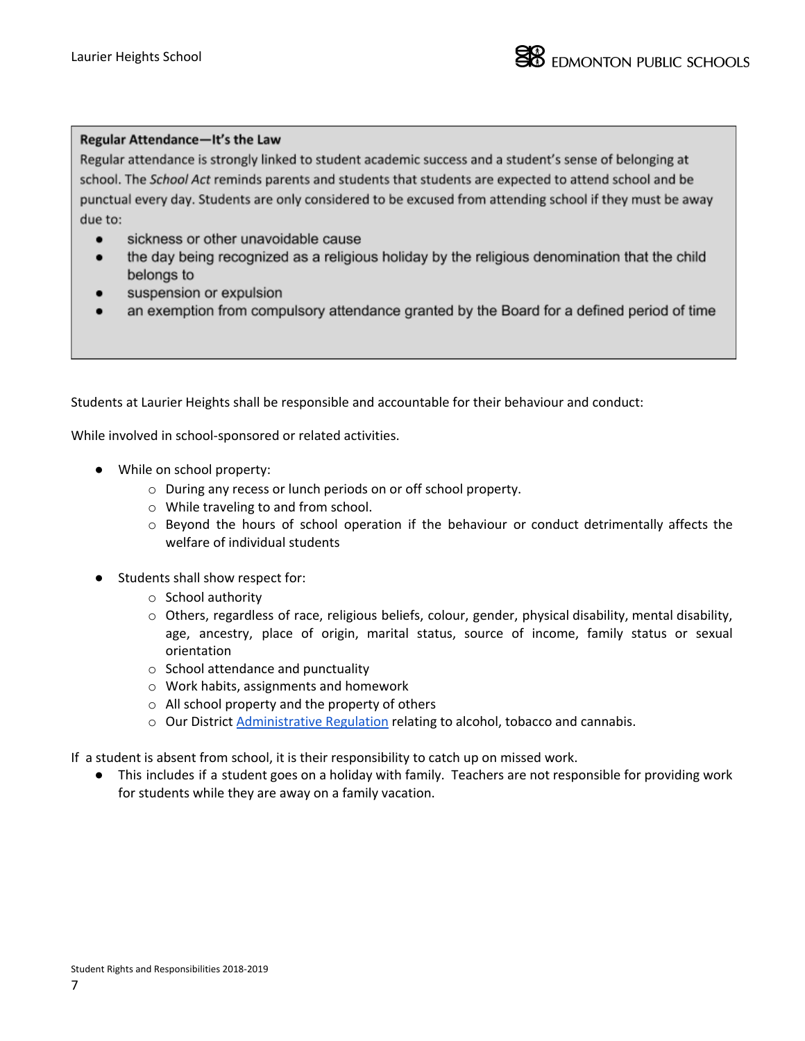**Regular Attendance—It's the Law**

Regular attendance is strongly linked to student academic success and a student's sense of belonging at school. The *School Act* reminds parents and students that students are expected to attend school and be punctual every day. Students are only considered to be excused from attending school if they must be away due to:

- sickness or other unavoidable cause
- the day being recognized as a religious holiday by the religious denomination that the child belongs to
- suspension or expulsion
- an exemption from compulsory attendance granted by the Board for a defined period of time

Students at Laurier Heights shall be responsible and accountable for their behaviour and conduct:

While involved in school-sponsored or related activities.

- While on school property:
    - During any recess or lunch periods on or off school property.
    - While traveling to and from school.
    - Beyond the hours of school operation if the behaviour or conduct detrimentally affects the welfare of individual students

- Students shall show respect for:
    - School authority
    - Others, regardless of race, religious beliefs, colour, gender, physical disability, mental disability, age, ancestry, place of origin, marital status, source of income, family status or sexual orientation
    - School attendance and punctuality
    - Work habits, assignments and homework
    - All school property and the property of others
    - Our District Administrative Regulation relating to alcohol, tobacco and cannabis.

If a student is absent from school, it is their responsibility to catch up on missed work.

- This includes if a student goes on a holiday with family. Teachers are not responsible for providing work for students while they are away on a family vacation.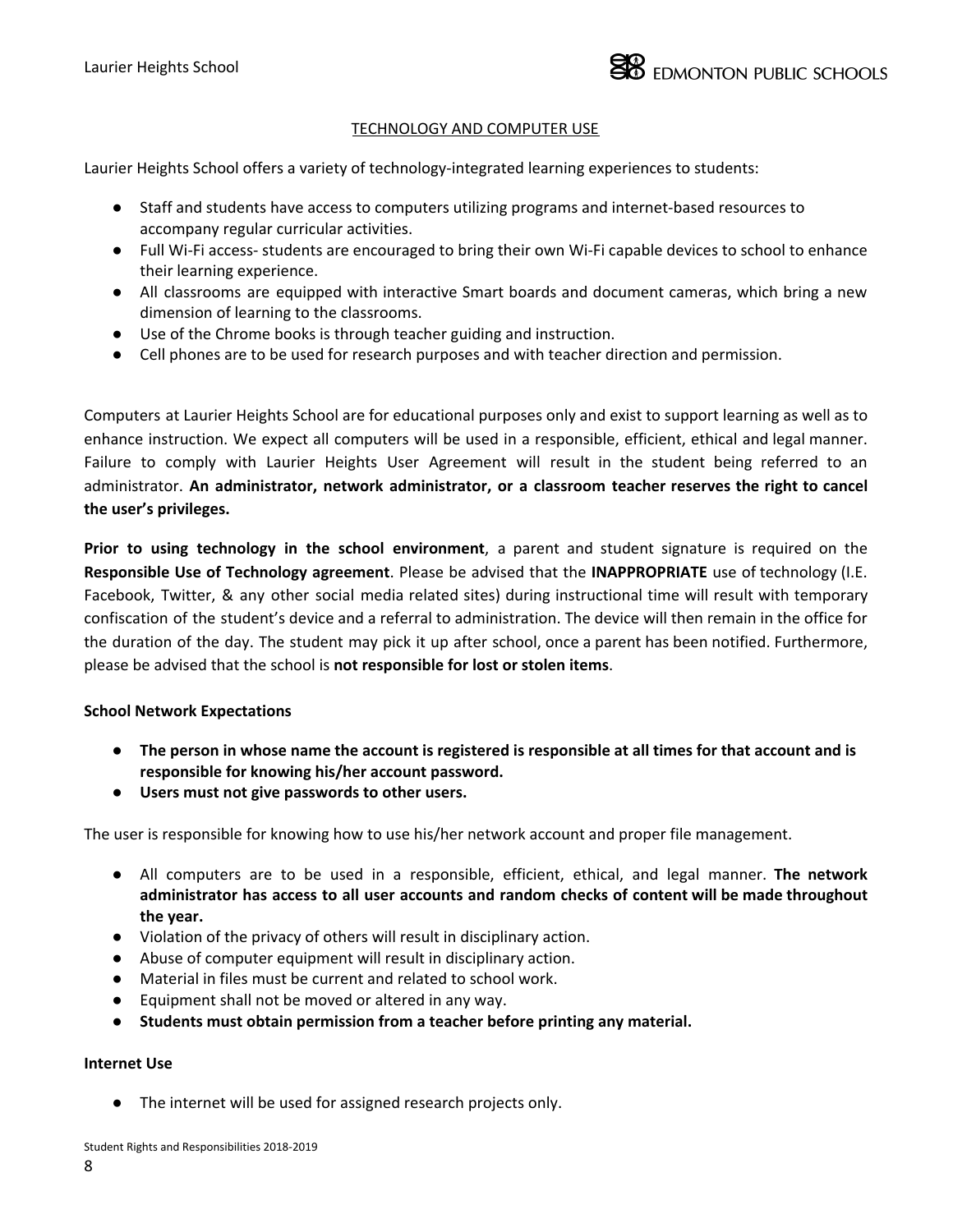## TECHNOLOGY AND COMPUTER USE

Laurier Heights School offers a variety of technology-integrated learning experiences to students:

- Staff and students have access to computers utilizing programs and internet-based resources to accompany regular curricular activities.
- Full Wi-Fi access- students are encouraged to bring their own Wi-Fi capable devices to school to enhance their learning experience.
- All classrooms are equipped with interactive Smart boards and document cameras, which bring a new dimension of learning to the classrooms.
- Use of the Chrome books is through teacher guiding and instruction.
- Cell phones are to be used for research purposes and with teacher direction and permission.

Computers at Laurier Heights School are for educational purposes only and exist to support learning as well as to enhance instruction. We expect all computers will be used in a responsible, efficient, ethical and legal manner. Failure to comply with Laurier Heights User Agreement will result in the student being referred to an administrator. **An administrator, network administrator, or a classroom teacher reserves the right to cancel the user's privileges.**

**Prior to using technology in the school environment**, a parent and student signature is required on the **Responsible Use of Technology agreement**. Please be advised that the **INAPPROPRIATE** use of technology (I.E. Facebook, Twitter, & any other social media related sites) during instructional time will result with temporary confiscation of the student's device and a referral to administration. The device will then remain in the office for the duration of the day. The student may pick it up after school, once a parent has been notified. Furthermore, please be advised that the school is **not responsible for lost or stolen items**.

### School Network Expectations

- **The person in whose name the account is registered is responsible at all times for that account and is responsible for knowing his/her account password.**
- **Users must not give passwords to other users.**

The user is responsible for knowing how to use his/her network account and proper file management.

- All computers are to be used in a responsible, efficient, ethical, and legal manner. **The network administrator has access to all user accounts and random checks of content will be made throughout the year.**
- Violation of the privacy of others will result in disciplinary action.
- Abuse of computer equipment will result in disciplinary action.
- Material in files must be current and related to school work.
- Equipment shall not be moved or altered in any way.
- **Students must obtain permission from a teacher before printing any material.**

### Internet Use

- The internet will be used for assigned research projects only.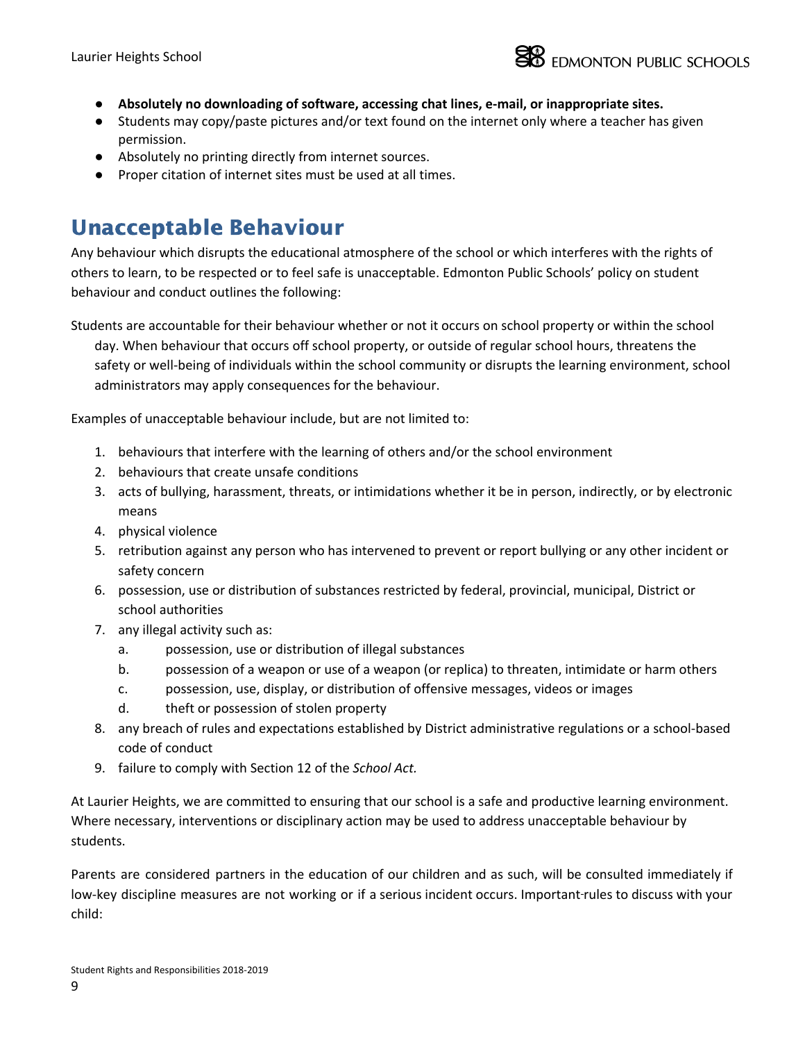- **Absolutely no downloading of software, accessing chat lines, e-mail, or inappropriate sites.**
- Students may copy/paste pictures and/or text found on the internet only where a teacher has given permission.
- Absolutely no printing directly from internet sources.
- Proper citation of internet sites must be used at all times.

## Unacceptable Behaviour

Any behaviour which disrupts the educational atmosphere of the school or which interferes with the rights of others to learn, to be respected or to feel safe is unacceptable. Edmonton Public Schools' policy on student behaviour and conduct outlines the following:

Students are accountable for their behaviour whether or not it occurs on school property or within the school day. When behaviour that occurs off school property, or outside of regular school hours, threatens the safety or well-being of individuals within the school community or disrupts the learning environment, school administrators may apply consequences for the behaviour.

Examples of unacceptable behaviour include, but are not limited to:

1. behaviours that interfere with the learning of others and/or the school environment
2. behaviours that create unsafe conditions
3. acts of bullying, harassment, threats, or intimidations whether it be in person, indirectly, or by electronic means
4. physical violence
5. retribution against any person who has intervened to prevent or report bullying or any other incident or safety concern
6. possession, use or distribution of substances restricted by federal, provincial, municipal, District or school authorities
7. any illegal activity such as:
   a. possession, use or distribution of illegal substances
   b. possession of a weapon or use of a weapon (or replica) to threaten, intimidate or harm others
   c. possession, use, display, or distribution of offensive messages, videos or images
   d. theft or possession of stolen property
8. any breach of rules and expectations established by District administrative regulations or a school-based code of conduct
9. failure to comply with Section 12 of the *School Act.*

At Laurier Heights, we are committed to ensuring that our school is a safe and productive learning environment. Where necessary, interventions or disciplinary action may be used to address unacceptable behaviour by students.

Parents are considered partners in the education of our children and as such, will be consulted immediately if low-key discipline measures are not working or if a serious incident occurs. Important rules to discuss with your child: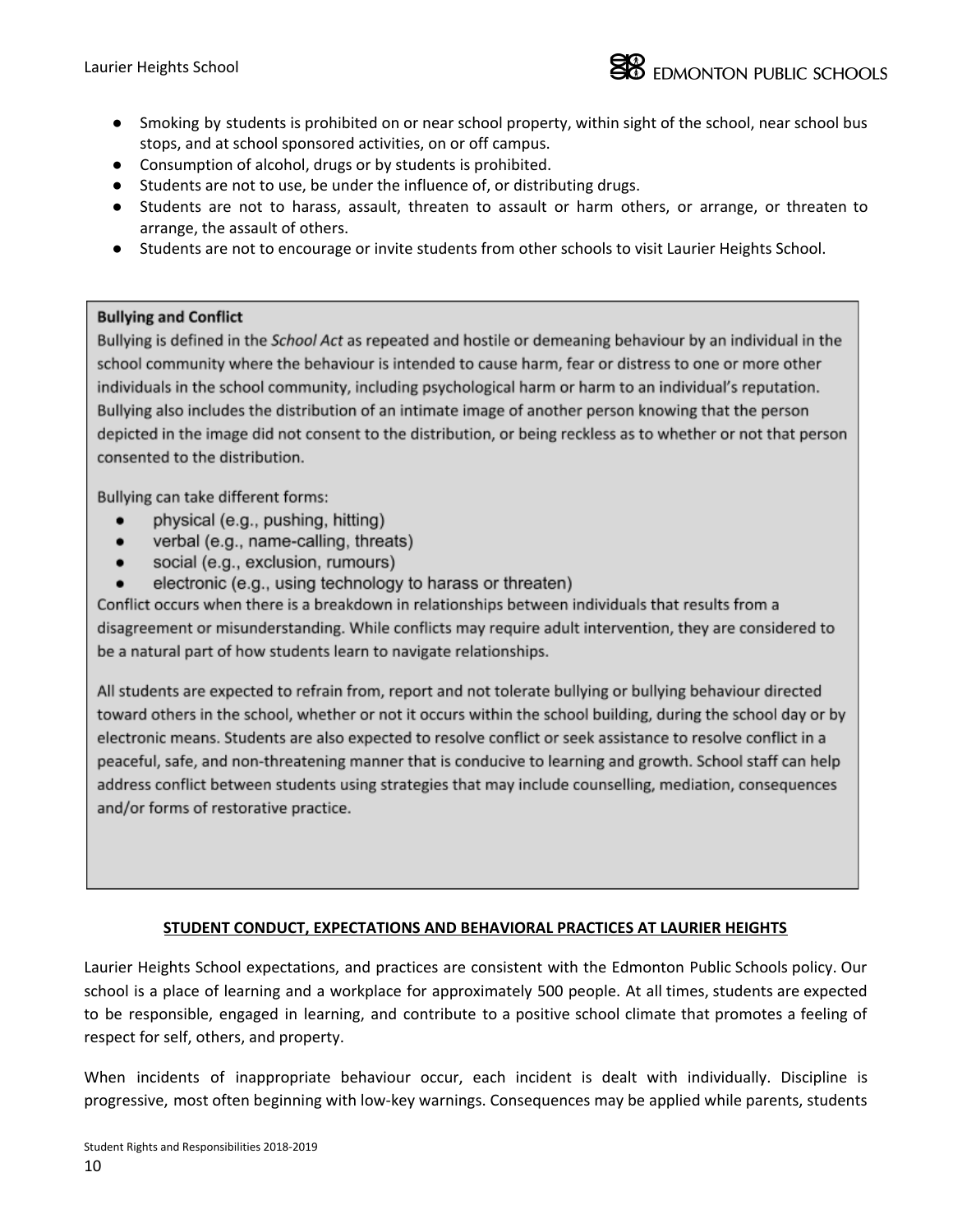- Smoking by students is prohibited on or near school property, within sight of the school, near school bus stops, and at school sponsored activities, on or off campus.
- Consumption of alcohol, drugs or by students is prohibited.
- Students are not to use, be under the influence of, or distributing drugs.
- Students are not to harass, assault, threaten to assault or harm others, or arrange, or threaten to arrange, the assault of others.
- Students are not to encourage or invite students from other schools to visit Laurier Heights School.

**Bullying and Conflict**

Bullying is defined in the *School Act* as repeated and hostile or demeaning behaviour by an individual in the school community where the behaviour is intended to cause harm, fear or distress to one or more other individuals in the school community, including psychological harm or harm to an individual's reputation. Bullying also includes the distribution of an intimate image of another person knowing that the person depicted in the image did not consent to the distribution, or being reckless as to whether or not that person consented to the distribution.

Bullying can take different forms:

- physical (e.g., pushing, hitting)
- verbal (e.g., name-calling, threats)
- social (e.g., exclusion, rumours)
- electronic (e.g., using technology to harass or threaten)

Conflict occurs when there is a breakdown in relationships between individuals that results from a disagreement or misunderstanding. While conflicts may require adult intervention, they are considered to be a natural part of how students learn to navigate relationships.

All students are expected to refrain from, report and not tolerate bullying or bullying behaviour directed toward others in the school, whether or not it occurs within the school building, during the school day or by electronic means. Students are also expected to resolve conflict or seek assistance to resolve conflict in a peaceful, safe, and non-threatening manner that is conducive to learning and growth. School staff can help address conflict between students using strategies that may include counselling, mediation, consequences and/or forms of restorative practice.

## STUDENT CONDUCT, EXPECTATIONS AND BEHAVIORAL PRACTICES AT LAURIER HEIGHTS

Laurier Heights School expectations, and practices are consistent with the Edmonton Public Schools policy. Our school is a place of learning and a workplace for approximately 500 people. At all times, students are expected to be responsible, engaged in learning, and contribute to a positive school climate that promotes a feeling of respect for self, others, and property.

When incidents of inappropriate behaviour occur, each incident is dealt with individually. Discipline is progressive, most often beginning with low-key warnings. Consequences may be applied while parents, students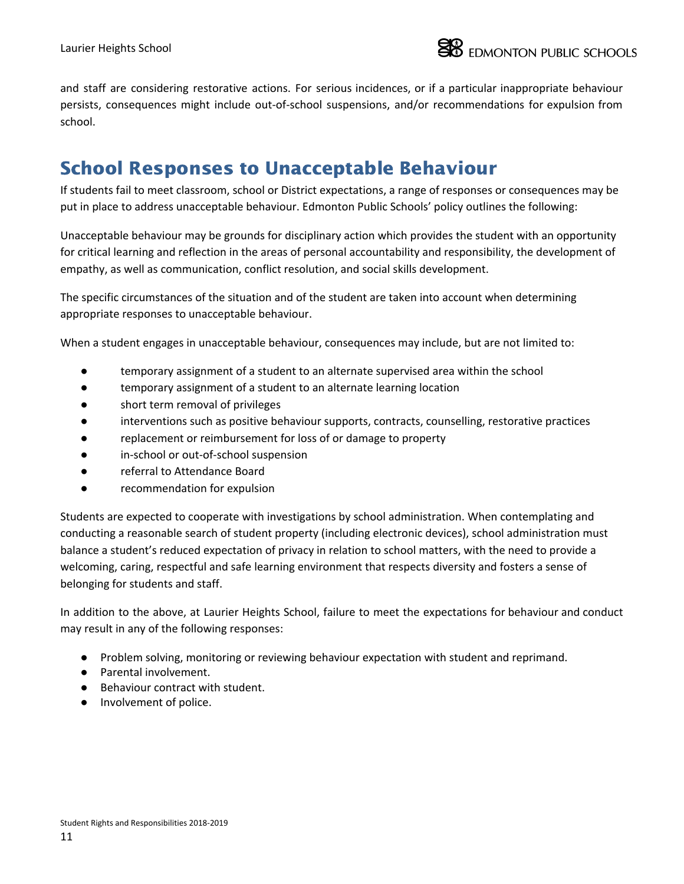and staff are considering restorative actions. For serious incidences, or if a particular inappropriate behaviour persists, consequences might include out-of-school suspensions, and/or recommendations for expulsion from school.

## School Responses to Unacceptable Behaviour

If students fail to meet classroom, school or District expectations, a range of responses or consequences may be put in place to address unacceptable behaviour. Edmonton Public Schools' policy outlines the following:

Unacceptable behaviour may be grounds for disciplinary action which provides the student with an opportunity for critical learning and reflection in the areas of personal accountability and responsibility, the development of empathy, as well as communication, conflict resolution, and social skills development.

The specific circumstances of the situation and of the student are taken into account when determining appropriate responses to unacceptable behaviour.

When a student engages in unacceptable behaviour, consequences may include, but are not limited to:

- temporary assignment of a student to an alternate supervised area within the school
- temporary assignment of a student to an alternate learning location
- short term removal of privileges
- interventions such as positive behaviour supports, contracts, counselling, restorative practices
- replacement or reimbursement for loss of or damage to property
- in-school or out-of-school suspension
- referral to Attendance Board
- recommendation for expulsion

Students are expected to cooperate with investigations by school administration. When contemplating and conducting a reasonable search of student property (including electronic devices), school administration must balance a student's reduced expectation of privacy in relation to school matters, with the need to provide a welcoming, caring, respectful and safe learning environment that respects diversity and fosters a sense of belonging for students and staff.

In addition to the above, at Laurier Heights School, failure to meet the expectations for behaviour and conduct may result in any of the following responses:

- Problem solving, monitoring or reviewing behaviour expectation with student and reprimand.
- Parental involvement.
- Behaviour contract with student.
- Involvement of police.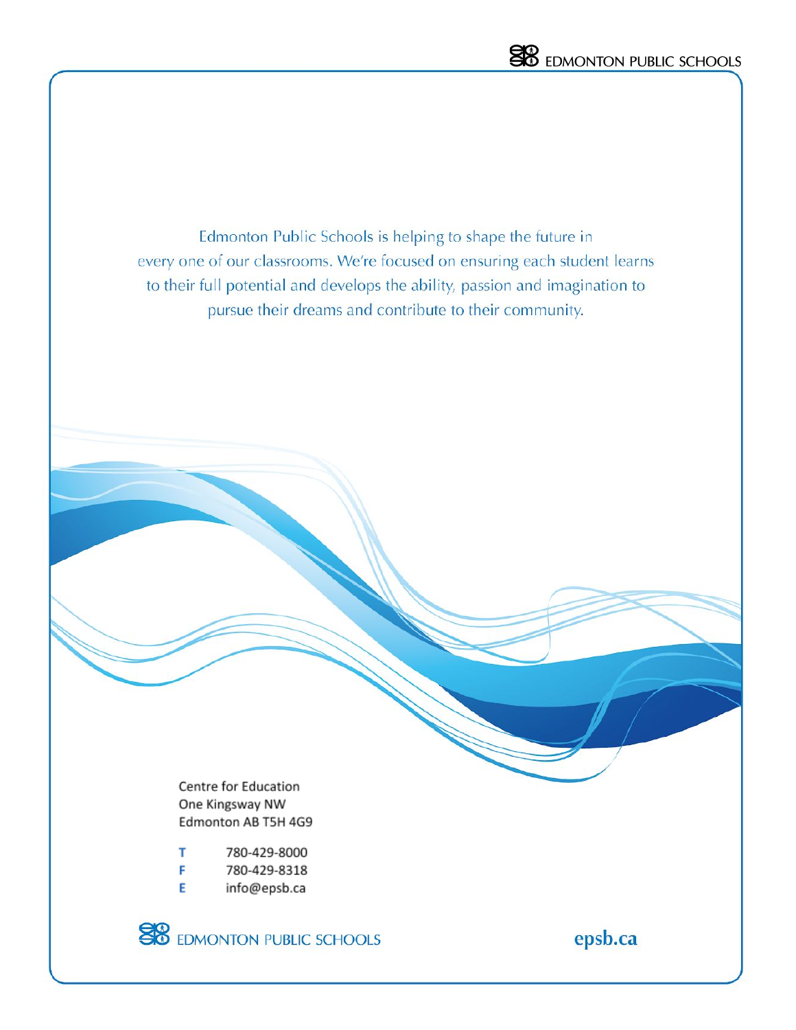Edmonton Public Schools is helping to shape the future in every one of our classrooms. We're focused on ensuring each student learns to their full potential and develops the ability, passion and imagination to pursue their dreams and contribute to their community.

Centre for Education
One Kingsway NW
Edmonton AB T5H 4G9

**T** 780-429-8000
**F** 780-429-8318
**E** info@epsb.ca

EDMONTON PUBLIC SCHOOLS

**epsb.ca**